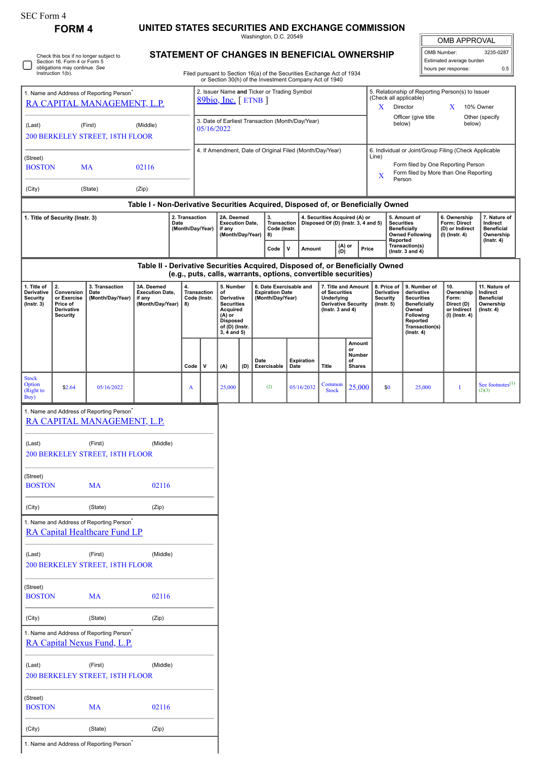SEC Form 4

# FORM 4

## UNITED STATES SECURITIES AND EXCHANGE COMMISSION

Washington, D.C. 20549

☐ Check this box if no longer subject to Section 16. Form 4 or Form 5 obligations may continue. *See* Instruction 1(b).

## STATEMENT OF CHANGES IN BENEFICIAL OWNERSHIP

Filed pursuant to Section 16(a) of the Securities Exchange Act of 1934 or Section 30(h) of the Investment Company Act of 1940

| OMB APPROVAL | |
|---|---|
| OMB Number: | 3235-0287 |
| Estimated average burden | |
| hours per response: | 0.5 |

1. Name and Address of Reporting Person*
RA CAPITAL MANAGEMENT, L.P.

(Last) (First) (Middle)
200 BERKELEY STREET, 18TH FLOOR

(Street)
BOSTON MA 02116

(City) (State) (Zip)

2. Issuer Name **and** Ticker or Trading Symbol
89bio, Inc. [ ETNB ]

3. Date of Earliest Transaction (Month/Day/Year)
05/16/2022

4. If Amendment, Date of Original Filed (Month/Day/Year)

5. Relationship of Reporting Person(s) to Issuer (Check all applicable)
X Director
X 10% Owner
Officer (give title below)
Other (specify below)

6. Individual or Joint/Group Filing (Check Applicable Line)
Form filed by One Reporting Person
X Form filed by More than One Reporting Person

### Table I - Non-Derivative Securities Acquired, Disposed of, or Beneficially Owned

| 1. Title of Security (Instr. 3) | 2. Transaction Date (Month/Day/Year) | 2A. Deemed Execution Date, if any (Month/Day/Year) | 3. Transaction Code (Instr. 8) | | 4. Securities Acquired (A) or Disposed Of (D) (Instr. 3, 4 and 5) | | | 5. Amount of Securities Beneficially Owned Following Reported Transaction(s) (Instr. 3 and 4) | 6. Ownership Form: Direct (D) or Indirect (I) (Instr. 4) | 7. Nature of Indirect Beneficial Ownership (Instr. 4) |
|---|---|---|---|---|---|---|---|---|---|---|
| | | | Code | V | Amount | (A) or (D) | Price | | | |

### Table II - Derivative Securities Acquired, Disposed of, or Beneficially Owned (e.g., puts, calls, warrants, options, convertible securities)

| 1. Title of Derivative Security (Instr. 3) | 2. Conversion or Exercise Price of Derivative Security | 3. Transaction Date (Month/Day/Year) | 3A. Deemed Execution Date, if any (Month/Day/Year) | 4. Transaction Code (Instr. 8) | | 5. Number of Derivative Securities Acquired (A) or Disposed of (D) (Instr. 3, 4 and 5) | | 6. Date Exercisable and Expiration Date (Month/Day/Year) | | 7. Title and Amount of Securities Underlying Derivative Security (Instr. 3 and 4) | | 8. Price of Derivative Security (Instr. 5) | 9. Number of derivative Securities Beneficially Owned Following Reported Transaction(s) (Instr. 4) | 10. Ownership Form: Direct (D) or Indirect (I) (Instr. 4) | 11. Nature of Indirect Beneficial Ownership (Instr. 4) |
|---|---|---|---|---|---|---|---|---|---|---|---|---|---|---|---|
| | | | | Code | V | (A) | (D) | Date Exercisable | Expiration Date | Title | Amount or Number of Shares | | | | |
| Stock Option (Right to Buy) | $2.64 | 05/16/2022 | | A | | 25,000 | | (2) | 05/16/2032 | Common Stock | 25,000 | $0 | 25,000 | I | See footnotes[1][2][3] |

1. Name and Address of Reporting Person*
RA CAPITAL MANAGEMENT, L.P.

(Last) (First) (Middle)
200 BERKELEY STREET, 18TH FLOOR

(Street)
BOSTON MA 02116

(City) (State) (Zip)

1. Name and Address of Reporting Person*
RA Capital Healthcare Fund LP

(Last) (First) (Middle)
200 BERKELEY STREET, 18TH FLOOR

(Street)
BOSTON MA 02116

(City) (State) (Zip)

1. Name and Address of Reporting Person*
RA Capital Nexus Fund, L.P.

(Last) (First) (Middle)
200 BERKELEY STREET, 18TH FLOOR

(Street)
BOSTON MA 02116

(City) (State) (Zip)

1. Name and Address of Reporting Person*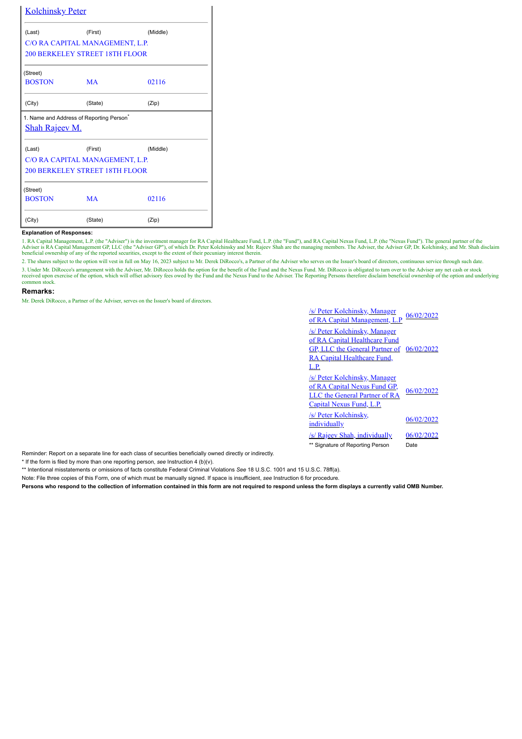Kolchinsky Peter

| (Last) | (First) | (Middle) |
|---|---|---|
| C/O RA CAPITAL MANAGEMENT, L.P. | | |
| 200 BERKELEY STREET 18TH FLOOR | | |
| (Street) | | |
| BOSTON | MA | 02116 |
| (City) | (State) | (Zip) |

1. Name and Address of Reporting Person*

Shah Rajeev M.

| (Last) | (First) | (Middle) |
|---|---|---|
| C/O RA CAPITAL MANAGEMENT, L.P. | | |
| 200 BERKELEY STREET 18TH FLOOR | | |
| (Street) | | |
| BOSTON | MA | 02116 |
| (City) | (State) | (Zip) |

**Explanation of Responses:**

1. RA Capital Management, L.P. (the "Adviser") is the investment manager for RA Capital Healthcare Fund, L.P. (the "Fund"), and RA Capital Nexus Fund, L.P. (the "Nexus Fund"). The general partner of the Adviser is RA Capital Management GP, LLC (the "Adviser GP"), of which Dr. Peter Kolchinsky and Mr. Rajeev Shah are the managing members. The Adviser, the Adviser GP, Dr. Kolchinsky, and Mr. Shah disclaim beneficial ownership of any of the reported securities, except to the extent of their pecuniary interest therein.

2. The shares subject to the option will vest in full on May 16, 2023 subject to Mr. Derek DiRocco's, a Partner of the Adviser who serves on the Issuer's board of directors, continuous service through such date.

3. Under Mr. DiRocco's arrangement with the Adviser, Mr. DiRocco holds the option for the benefit of the Fund and the Nexus Fund. Mr. DiRocco is obligated to turn over to the Adviser any net cash or stock received upon exercise of the option, which will offset advisory fees owed by the Fund and the Nexus Fund to the Adviser. The Reporting Persons therefore disclaim beneficial ownership of the option and underlying common stock.

**Remarks:**

Mr. Derek DiRocco, a Partner of the Adviser, serves on the Issuer's board of directors.

| | |
|---|---|
| /s/ Peter Kolchinsky, Manager of RA Capital Management, L.P | 06/02/2022 |
| /s/ Peter Kolchinsky, Manager of RA Capital Healthcare Fund GP, LLC the General Partner of RA Capital Healthcare Fund, L.P. | 06/02/2022 |
| /s/ Peter Kolchinsky, Manager of RA Capital Nexus Fund GP, LLC the General Partner of RA Capital Nexus Fund, L.P. | 06/02/2022 |
| /s/ Peter Kolchinsky, individually | 06/02/2022 |
| /s/ Rajeev Shah, individually | 06/02/2022 |
| ** Signature of Reporting Person | Date |

Reminder: Report on a separate line for each class of securities beneficially owned directly or indirectly.

* If the form is filed by more than one reporting person, *see* Instruction 4 (b)(v).

** Intentional misstatements or omissions of facts constitute Federal Criminal Violations *See* 18 U.S.C. 1001 and 15 U.S.C. 78ff(a).

Note: File three copies of this Form, one of which must be manually signed. If space is insufficient, *see* Instruction 6 for procedure.

**Persons who respond to the collection of information contained in this form are not required to respond unless the form displays a currently valid OMB Number.**